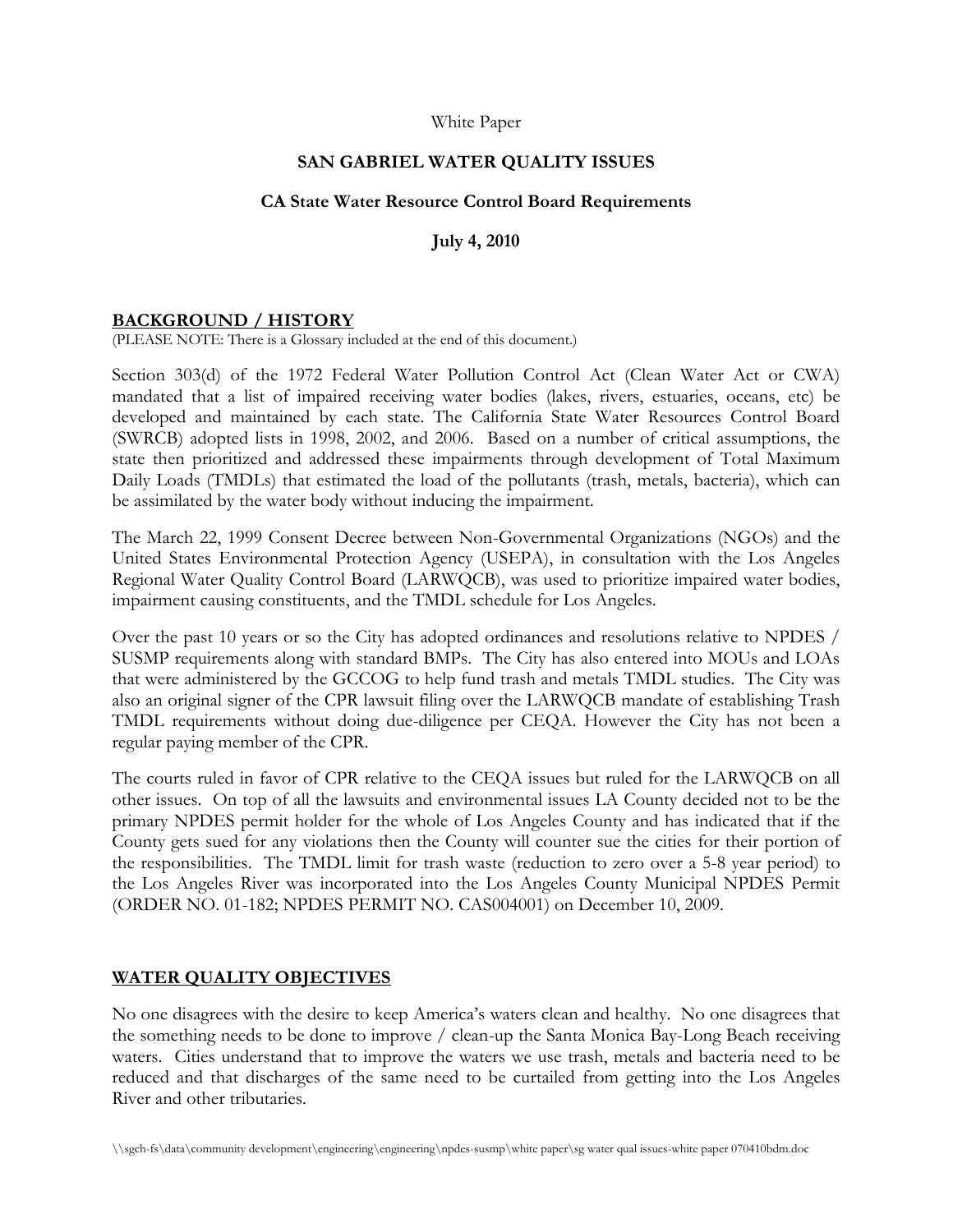White Paper

# SAN GABRIEL WATER QUALITY ISSUES

## CA State Water Resource Control Board Requirements

**July 4, 2010**

## BACKGROUND / HISTORY

(PLEASE NOTE: There is a Glossary included at the end of this document.)

Section 303(d) of the 1972 Federal Water Pollution Control Act (Clean Water Act or CWA) mandated that a list of impaired receiving water bodies (lakes, rivers, estuaries, oceans, etc) be developed and maintained by each state. The California State Water Resources Control Board (SWRCB) adopted lists in 1998, 2002, and 2006. Based on a number of critical assumptions, the state then prioritized and addressed these impairments through development of Total Maximum Daily Loads (TMDLs) that estimated the load of the pollutants (trash, metals, bacteria), which can be assimilated by the water body without inducing the impairment.

The March 22, 1999 Consent Decree between Non-Governmental Organizations (NGOs) and the United States Environmental Protection Agency (USEPA), in consultation with the Los Angeles Regional Water Quality Control Board (LARWQCB), was used to prioritize impaired water bodies, impairment causing constituents, and the TMDL schedule for Los Angeles.

Over the past 10 years or so the City has adopted ordinances and resolutions relative to NPDES / SUSMP requirements along with standard BMPs. The City has also entered into MOUs and LOAs that were administered by the GCCOG to help fund trash and metals TMDL studies. The City was also an original signer of the CPR lawsuit filing over the LARWQCB mandate of establishing Trash TMDL requirements without doing due-diligence per CEQA. However the City has not been a regular paying member of the CPR.

The courts ruled in favor of CPR relative to the CEQA issues but ruled for the LARWQCB on all other issues. On top of all the lawsuits and environmental issues LA County decided not to be the primary NPDES permit holder for the whole of Los Angeles County and has indicated that if the County gets sued for any violations then the County will counter sue the cities for their portion of the responsibilities. The TMDL limit for trash waste (reduction to zero over a 5-8 year period) to the Los Angeles River was incorporated into the Los Angeles County Municipal NPDES Permit (ORDER NO. 01-182; NPDES PERMIT NO. CAS004001) on December 10, 2009.

## WATER QUALITY OBJECTIVES

No one disagrees with the desire to keep America's waters clean and healthy. No one disagrees that the something needs to be done to improve / clean-up the Santa Monica Bay-Long Beach receiving waters. Cities understand that to improve the waters we use trash, metals and bacteria need to be reduced and that discharges of the same need to be curtailed from getting into the Los Angeles River and other tributaries.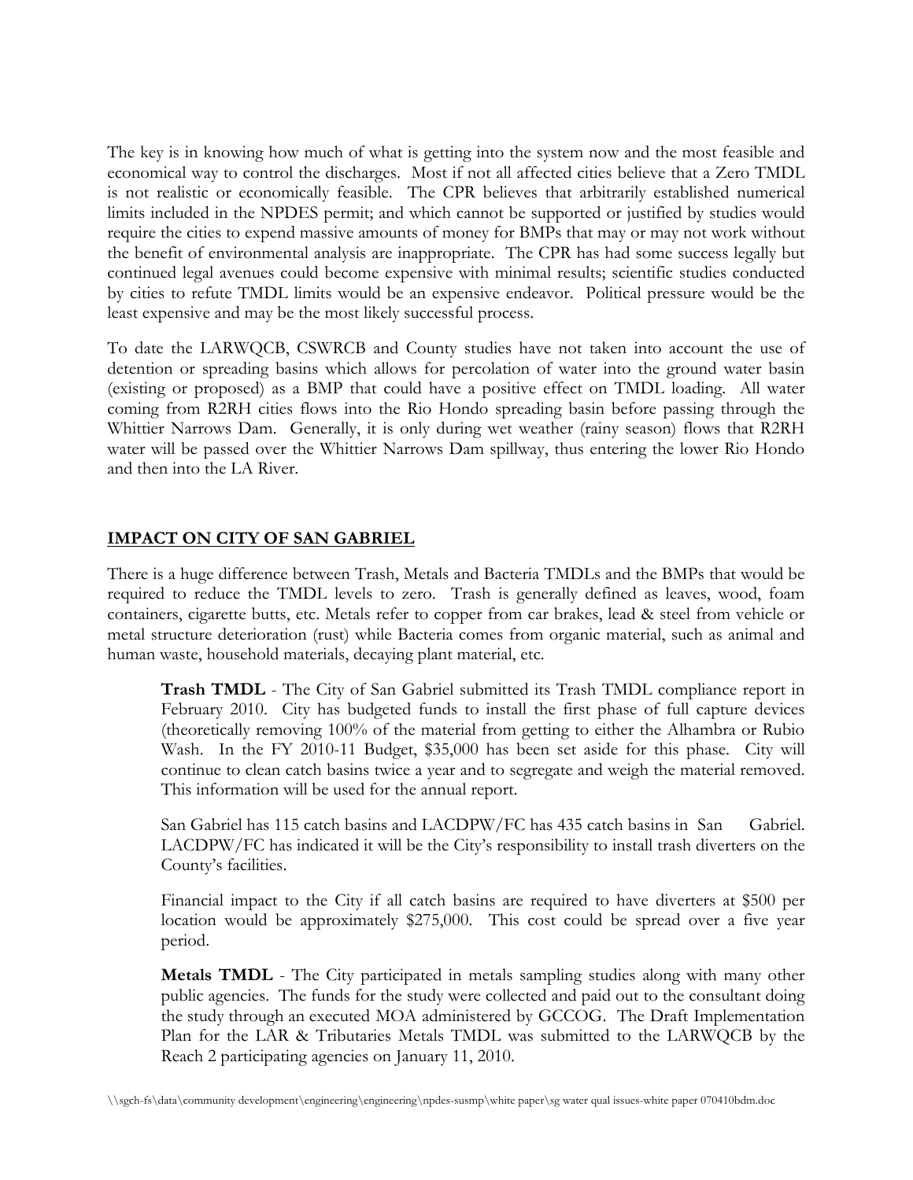The key is in knowing how much of what is getting into the system now and the most feasible and economical way to control the discharges. Most if not all affected cities believe that a Zero TMDL is not realistic or economically feasible. The CPR believes that arbitrarily established numerical limits included in the NPDES permit; and which cannot be supported or justified by studies would require the cities to expend massive amounts of money for BMPs that may or may not work without the benefit of environmental analysis are inappropriate. The CPR has had some success legally but continued legal avenues could become expensive with minimal results; scientific studies conducted by cities to refute TMDL limits would be an expensive endeavor. Political pressure would be the least expensive and may be the most likely successful process.

To date the LARWQCB, CSWRCB and County studies have not taken into account the use of detention or spreading basins which allows for percolation of water into the ground water basin (existing or proposed) as a BMP that could have a positive effect on TMDL loading. All water coming from R2RH cities flows into the Rio Hondo spreading basin before passing through the Whittier Narrows Dam. Generally, it is only during wet weather (rainy season) flows that R2RH water will be passed over the Whittier Narrows Dam spillway, thus entering the lower Rio Hondo and then into the LA River.

## IMPACT ON CITY OF SAN GABRIEL

There is a huge difference between Trash, Metals and Bacteria TMDLs and the BMPs that would be required to reduce the TMDL levels to zero. Trash is generally defined as leaves, wood, foam containers, cigarette butts, etc. Metals refer to copper from car brakes, lead & steel from vehicle or metal structure deterioration (rust) while Bacteria comes from organic material, such as animal and human waste, household materials, decaying plant material, etc.

**Trash TMDL** - The City of San Gabriel submitted its Trash TMDL compliance report in February 2010. City has budgeted funds to install the first phase of full capture devices (theoretically removing 100% of the material from getting to either the Alhambra or Rubio Wash. In the FY 2010-11 Budget, $35,000 has been set aside for this phase. City will continue to clean catch basins twice a year and to segregate and weigh the material removed. This information will be used for the annual report.

San Gabriel has 115 catch basins and LACDPW/FC has 435 catch basins in San Gabriel. LACDPW/FC has indicated it will be the City's responsibility to install trash diverters on the County's facilities.

Financial impact to the City if all catch basins are required to have diverters at $500 per location would be approximately $275,000. This cost could be spread over a five year period.

**Metals TMDL** - The City participated in metals sampling studies along with many other public agencies. The funds for the study were collected and paid out to the consultant doing the study through an executed MOA administered by GCCOG. The Draft Implementation Plan for the LAR & Tributaries Metals TMDL was submitted to the LARWQCB by the Reach 2 participating agencies on January 11, 2010.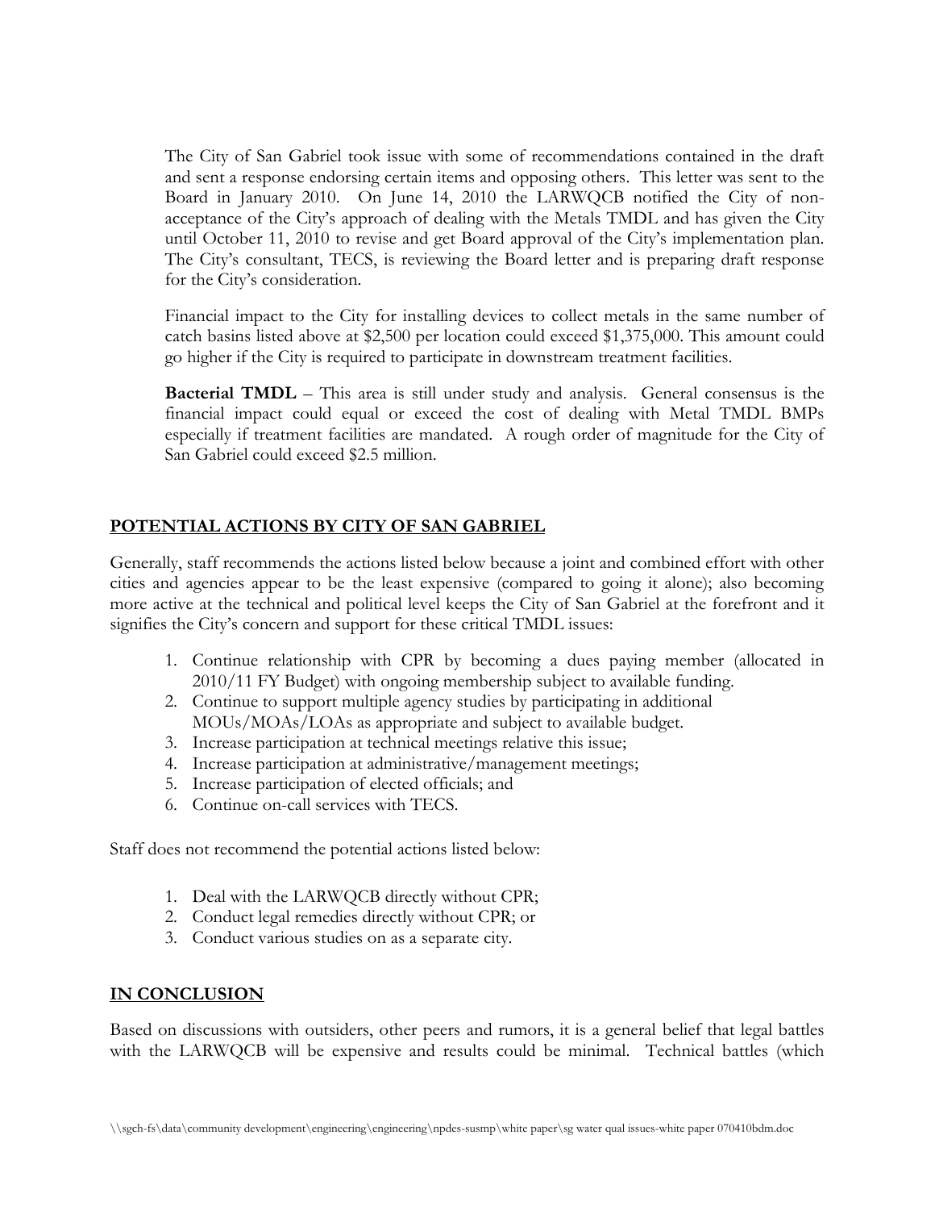The City of San Gabriel took issue with some of recommendations contained in the draft and sent a response endorsing certain items and opposing others. This letter was sent to the Board in January 2010. On June 14, 2010 the LARWQCB notified the City of non-acceptance of the City's approach of dealing with the Metals TMDL and has given the City until October 11, 2010 to revise and get Board approval of the City's implementation plan. The City's consultant, TECS, is reviewing the Board letter and is preparing draft response for the City's consideration.

Financial impact to the City for installing devices to collect metals in the same number of catch basins listed above at $2,500 per location could exceed $1,375,000. This amount could go higher if the City is required to participate in downstream treatment facilities.

**Bacterial TMDL** – This area is still under study and analysis. General consensus is the financial impact could equal or exceed the cost of dealing with Metal TMDL BMPs especially if treatment facilities are mandated. A rough order of magnitude for the City of San Gabriel could exceed $2.5 million.

## POTENTIAL ACTIONS BY CITY OF SAN GABRIEL

Generally, staff recommends the actions listed below because a joint and combined effort with other cities and agencies appear to be the least expensive (compared to going it alone); also becoming more active at the technical and political level keeps the City of San Gabriel at the forefront and it signifies the City's concern and support for these critical TMDL issues:

1. Continue relationship with CPR by becoming a dues paying member (allocated in 2010/11 FY Budget) with ongoing membership subject to available funding.
2. Continue to support multiple agency studies by participating in additional MOUs/MOAs/LOAs as appropriate and subject to available budget.
3. Increase participation at technical meetings relative this issue;
4. Increase participation at administrative/management meetings;
5. Increase participation of elected officials; and
6. Continue on-call services with TECS.

Staff does not recommend the potential actions listed below:

1. Deal with the LARWQCB directly without CPR;
2. Conduct legal remedies directly without CPR; or
3. Conduct various studies on as a separate city.

## IN CONCLUSION

Based on discussions with outsiders, other peers and rumors, it is a general belief that legal battles with the LARWQCB will be expensive and results could be minimal. Technical battles (which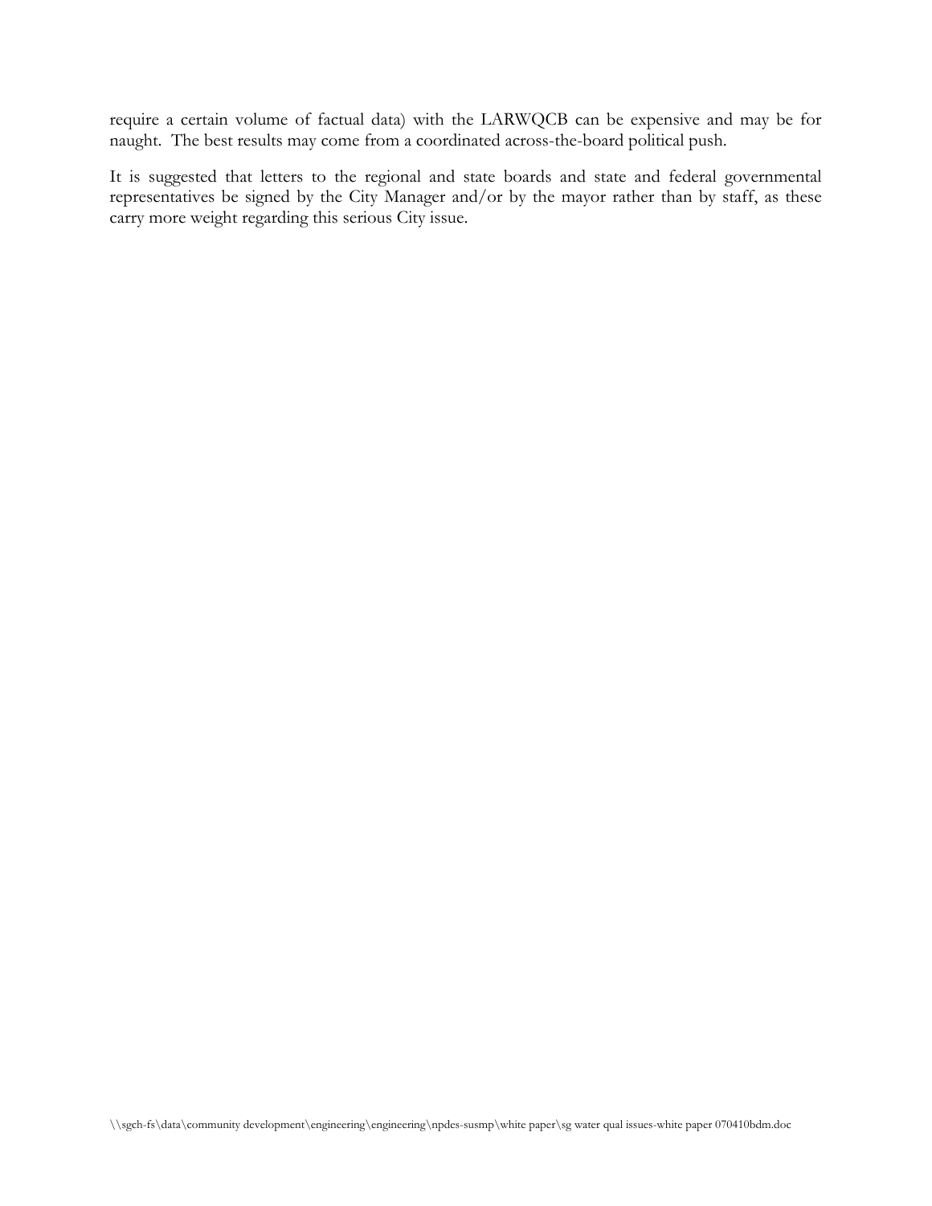require a certain volume of factual data) with the LARWQCB can be expensive and may be for naught. The best results may come from a coordinated across-the-board political push.

It is suggested that letters to the regional and state boards and state and federal governmental representatives be signed by the City Manager and/or by the mayor rather than by staff, as these carry more weight regarding this serious City issue.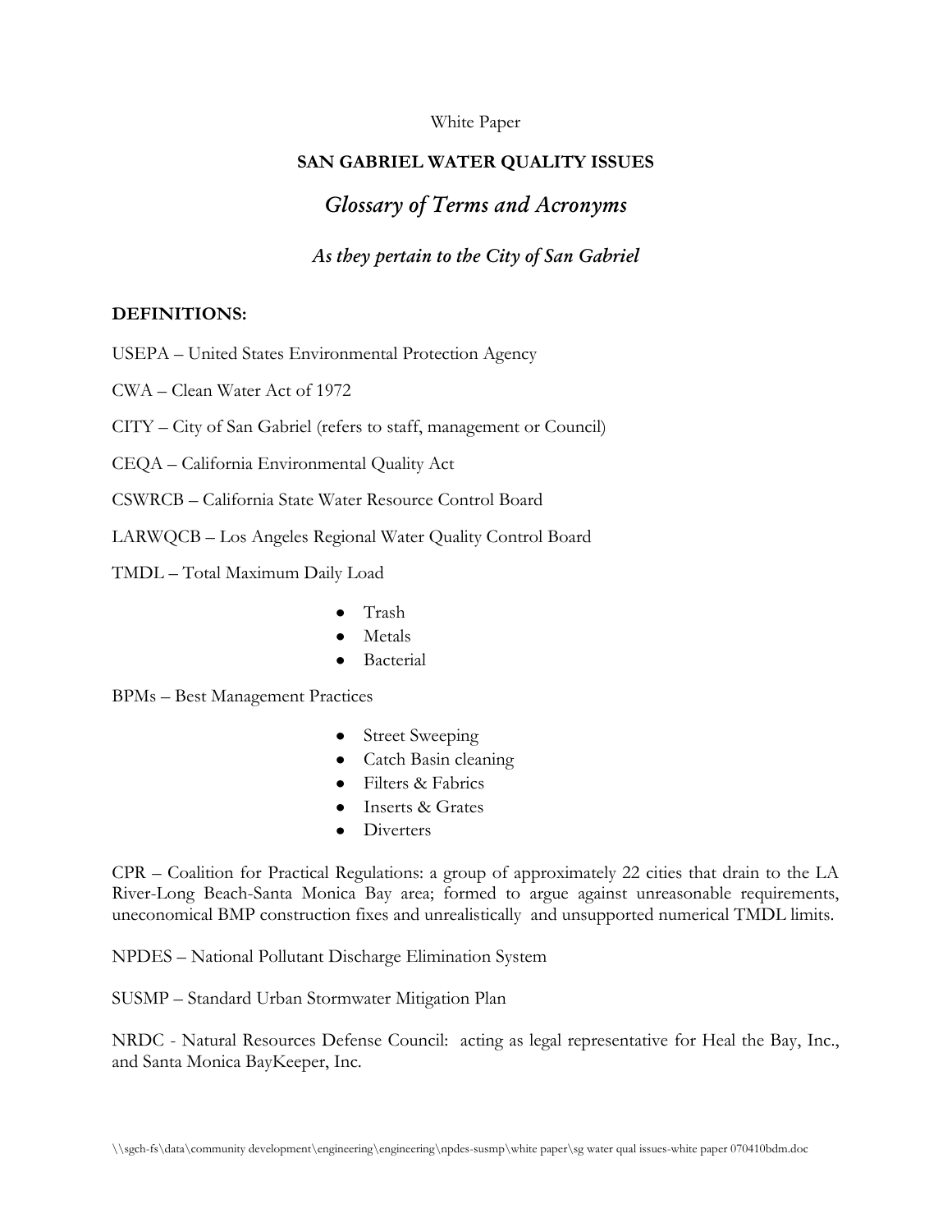White Paper

**SAN GABRIEL WATER QUALITY ISSUES**

## *Glossary of Terms and Acronyms*

### *As they pertain to the City of San Gabriel*

**DEFINITIONS:**

USEPA – United States Environmental Protection Agency

CWA – Clean Water Act of 1972

CITY – City of San Gabriel (refers to staff, management or Council)

CEQA – California Environmental Quality Act

CSWRCB – California State Water Resource Control Board

LARWQCB – Los Angeles Regional Water Quality Control Board

TMDL – Total Maximum Daily Load

- Trash
- Metals
- Bacterial

BPMs – Best Management Practices

- Street Sweeping
- Catch Basin cleaning
- Filters & Fabrics
- Inserts & Grates
- Diverters

CPR – Coalition for Practical Regulations: a group of approximately 22 cities that drain to the LA River-Long Beach-Santa Monica Bay area; formed to argue against unreasonable requirements, uneconomical BMP construction fixes and unrealistically and unsupported numerical TMDL limits.

NPDES – National Pollutant Discharge Elimination System

SUSMP – Standard Urban Stormwater Mitigation Plan

NRDC - Natural Resources Defense Council: acting as legal representative for Heal the Bay, Inc., and Santa Monica BayKeeper, Inc.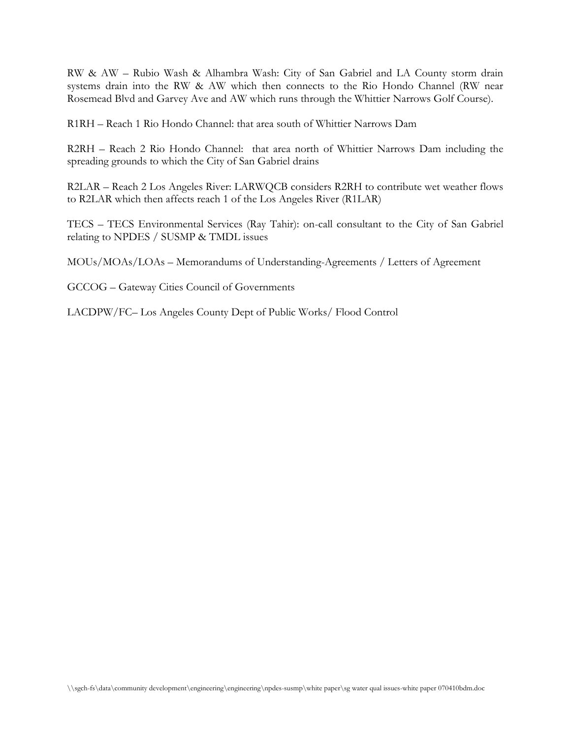RW & AW – Rubio Wash & Alhambra Wash: City of San Gabriel and LA County storm drain systems drain into the RW & AW which then connects to the Rio Hondo Channel (RW near Rosemead Blvd and Garvey Ave and AW which runs through the Whittier Narrows Golf Course).

R1RH – Reach 1 Rio Hondo Channel: that area south of Whittier Narrows Dam

R2RH – Reach 2 Rio Hondo Channel: that area north of Whittier Narrows Dam including the spreading grounds to which the City of San Gabriel drains

R2LAR – Reach 2 Los Angeles River: LARWQCB considers R2RH to contribute wet weather flows to R2LAR which then affects reach 1 of the Los Angeles River (R1LAR)

TECS – TECS Environmental Services (Ray Tahir): on-call consultant to the City of San Gabriel relating to NPDES / SUSMP & TMDL issues

MOUs/MOAs/LOAs – Memorandums of Understanding-Agreements / Letters of Agreement

GCCOG – Gateway Cities Council of Governments

LACDPW/FC– Los Angeles County Dept of Public Works/ Flood Control

\\sgch-fs\data\community development\engineering\engineering\npdes-susmp\white paper\sg water qual issues-white paper 070410bdm.doc